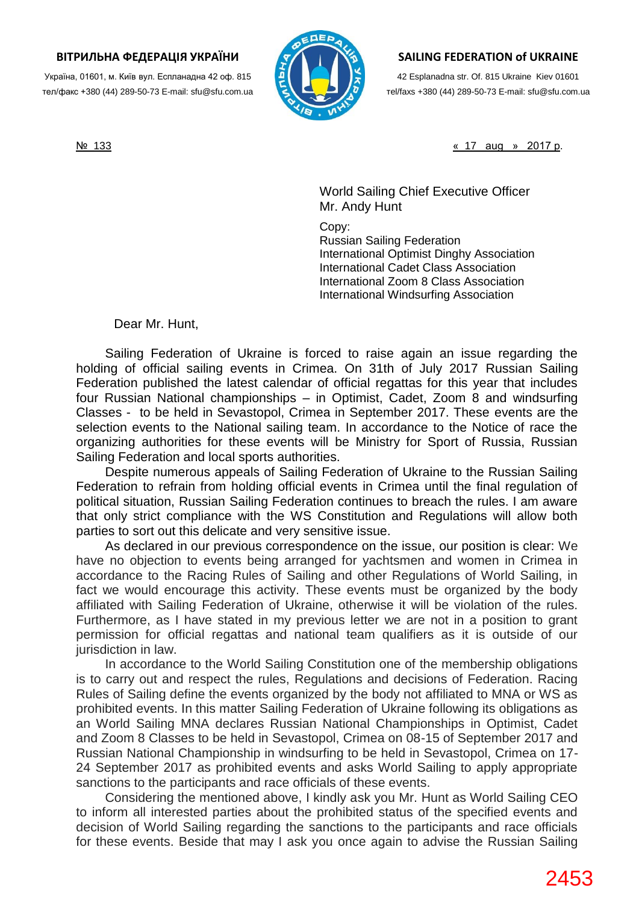**ВІТРИЛЬНА ФЕДЕРАЦІЯ УКРАЇНИ**

Україна, 01601, м. Київ вул. Еспланадна 42 оф. 815
тел/факс +380 (44) 289-50-73 E-mail: sfu@sfu.com.ua

**SAILING FEDERATION of UKRAINE**

42 Esplanadna str. Of. 815 Ukraine Kiev 01601
tel/faxs +380 (44) 289-50-73 E-mail: sfu@sfu.com.ua

№ 133

« 17 aug » 2017 p.

World Sailing Chief Executive Officer
Mr. Andy Hunt

Copy:
Russian Sailing Federation
International Optimist Dinghy Association
International Cadet Class Association
International Zoom 8 Class Association
International Windsurfing Association

Dear Mr. Hunt,

Sailing Federation of Ukraine is forced to raise again an issue regarding the holding of official sailing events in Crimea. On 31th of July 2017 Russian Sailing Federation published the latest calendar of official regattas for this year that includes four Russian National championships – in Optimist, Cadet, Zoom 8 and windsurfing Classes - to be held in Sevastopol, Crimea in September 2017. These events are the selection events to the National sailing team. In accordance to the Notice of race the organizing authorities for these events will be Ministry for Sport of Russia, Russian Sailing Federation and local sports authorities.

Despite numerous appeals of Sailing Federation of Ukraine to the Russian Sailing Federation to refrain from holding official events in Crimea until the final regulation of political situation, Russian Sailing Federation continues to breach the rules. I am aware that only strict compliance with the WS Constitution and Regulations will allow both parties to sort out this delicate and very sensitive issue.

As declared in our previous correspondence on the issue, our position is clear: We have no objection to events being arranged for yachtsmen and women in Crimea in accordance to the Racing Rules of Sailing and other Regulations of World Sailing, in fact we would encourage this activity. These events must be organized by the body affiliated with Sailing Federation of Ukraine, otherwise it will be violation of the rules. Furthermore, as I have stated in my previous letter we are not in a position to grant permission for official regattas and national team qualifiers as it is outside of our jurisdiction in law.

In accordance to the World Sailing Constitution one of the membership obligations is to carry out and respect the rules, Regulations and decisions of Federation. Racing Rules of Sailing define the events organized by the body not affiliated to MNA or WS as prohibited events. In this matter Sailing Federation of Ukraine following its obligations as an World Sailing MNA declares Russian National Championships in Optimist, Cadet and Zoom 8 Classes to be held in Sevastopol, Crimea on 08-15 of September 2017 and Russian National Championship in windsurfing to be held in Sevastopol, Crimea on 17-24 September 2017 as prohibited events and asks World Sailing to apply appropriate sanctions to the participants and race officials of these events.

Considering the mentioned above, I kindly ask you Mr. Hunt as World Sailing CEO to inform all interested parties about the prohibited status of the specified events and decision of World Sailing regarding the sanctions to the participants and race officials for these events. Beside that may I ask you once again to advise the Russian Sailing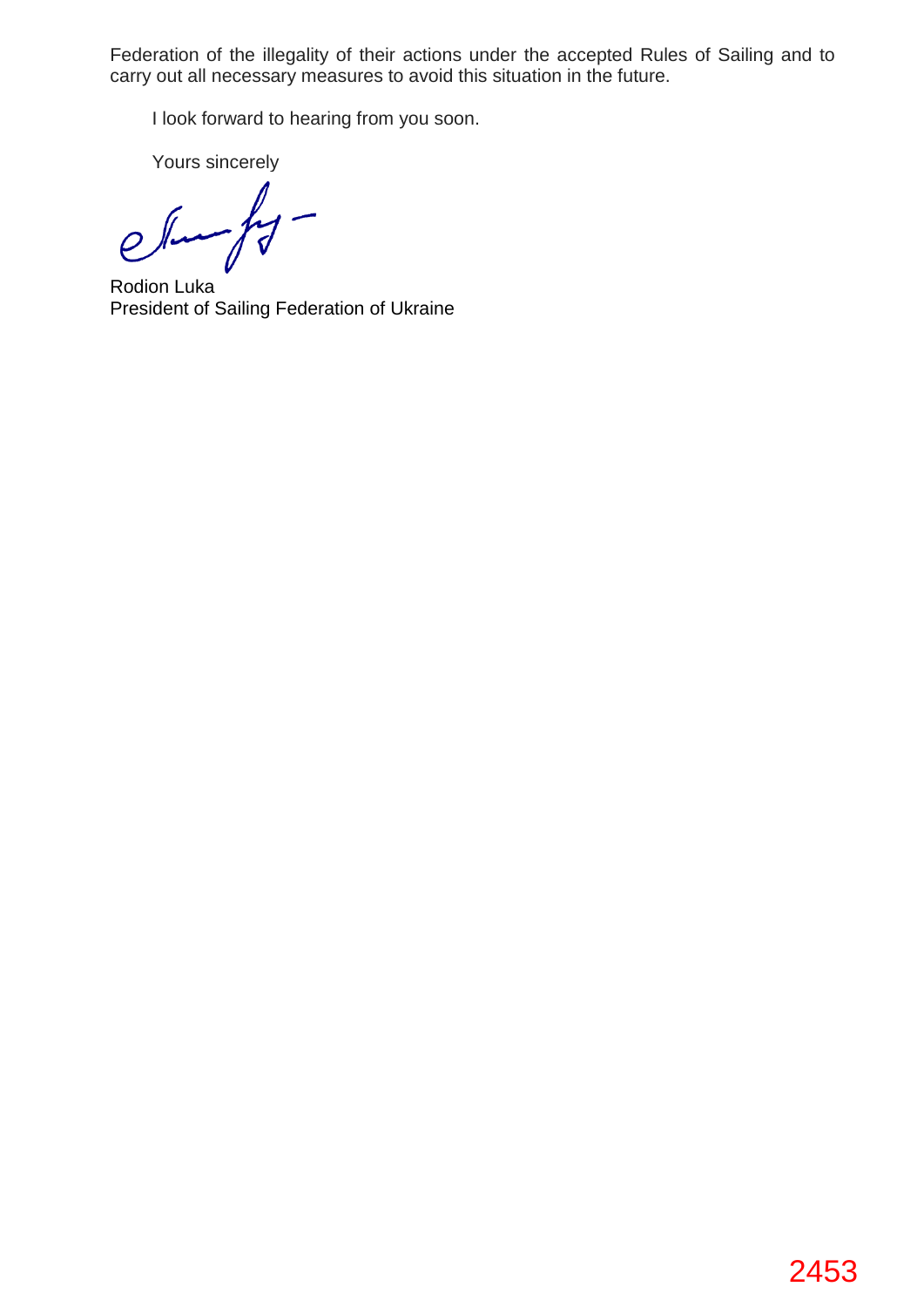Federation of the illegality of their actions under the accepted Rules of Sailing and to carry out all necessary measures to avoid this situation in the future.

I look forward to hearing from you soon.

Yours sincerely

Rodion Luka  
President of Sailing Federation of Ukraine